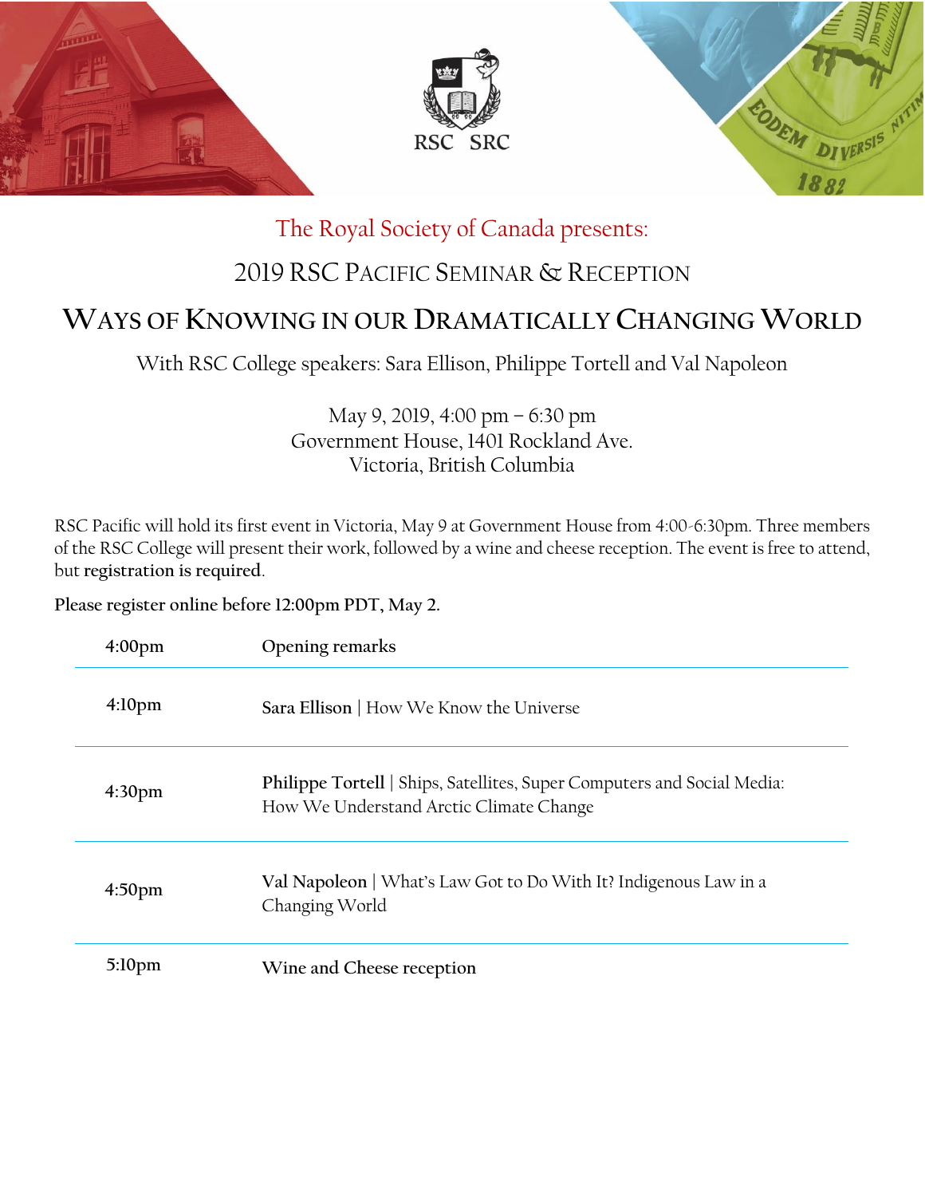RSC SRC

The Royal Society of Canada presents:

## 2019 RSC Pacific Seminar & Reception

# Ways of Knowing in our Dramatically Changing World

With RSC College speakers: Sara Ellison, Philippe Tortell and Val Napoleon

May 9, 2019, 4:00 pm – 6:30 pm
Government House, 1401 Rockland Ave.
Victoria, British Columbia

RSC Pacific will hold its first event in Victoria, May 9 at Government House from 4:00-6:30pm. Three members of the RSC College will present their work, followed by a wine and cheese reception. The event is free to attend, but **registration is required**.

**Please register online before 12:00pm PDT, May 2.**

| | |
|---|---|
| 4:00pm | Opening remarks |
| 4:10pm | **Sara Ellison** \| How We Know the Universe |
| 4:30pm | **Philippe Tortell** \| Ships, Satellites, Super Computers and Social Media: How We Understand Arctic Climate Change |
| 4:50pm | **Val Napoleon** \| What's Law Got to Do With It? Indigenous Law in a Changing World |
| 5:10pm | Wine and Cheese reception |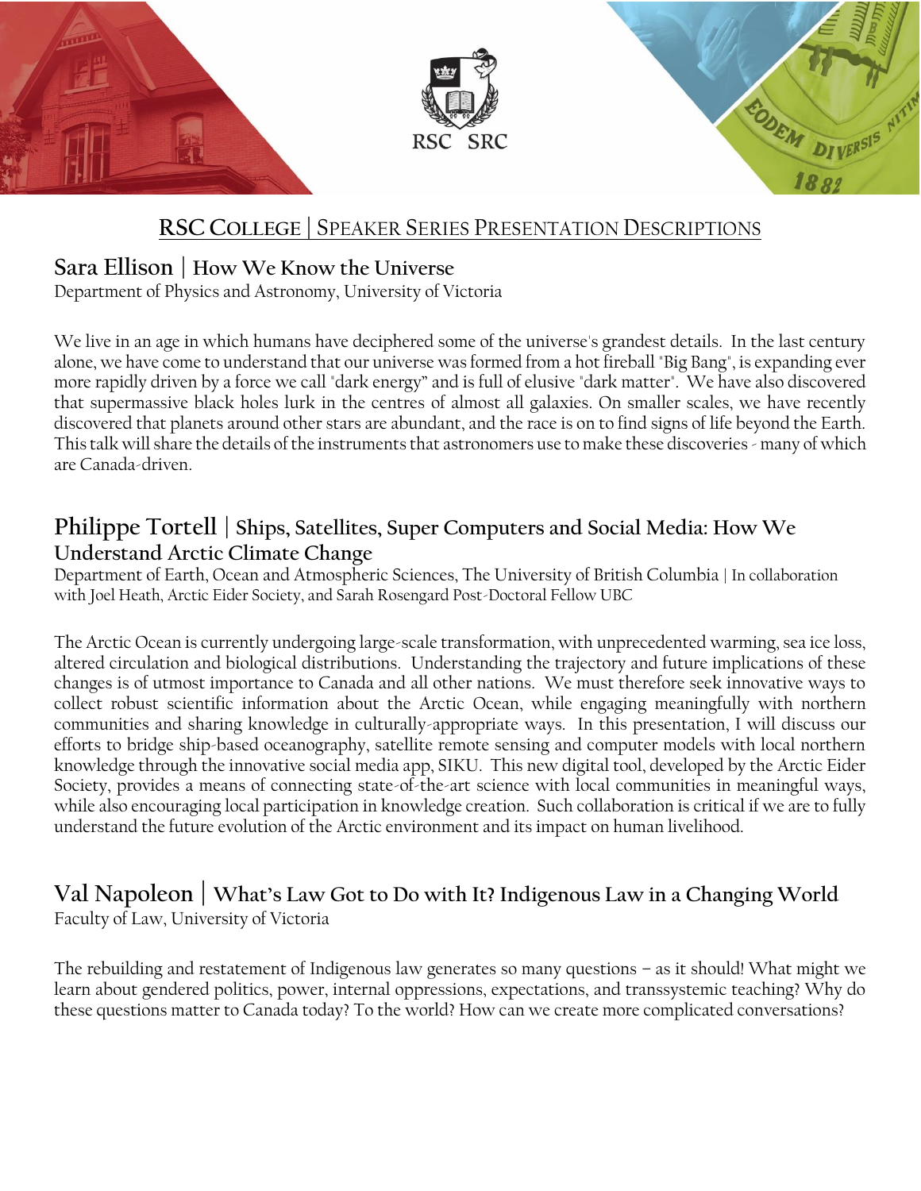## RSC College | Speaker Series Presentation Descriptions

### Sara Ellison | How We Know the Universe

Department of Physics and Astronomy, University of Victoria

We live in an age in which humans have deciphered some of the universe's grandest details. In the last century alone, we have come to understand that our universe was formed from a hot fireball "Big Bang", is expanding ever more rapidly driven by a force we call "dark energy" and is full of elusive "dark matter". We have also discovered that supermassive black holes lurk in the centres of almost all galaxies. On smaller scales, we have recently discovered that planets around other stars are abundant, and the race is on to find signs of life beyond the Earth. This talk will share the details of the instruments that astronomers use to make these discoveries - many of which are Canada-driven.

### Philippe Tortell | Ships, Satellites, Super Computers and Social Media: How We Understand Arctic Climate Change

Department of Earth, Ocean and Atmospheric Sciences, The University of British Columbia | In collaboration with Joel Heath, Arctic Eider Society, and Sarah Rosengard Post-Doctoral Fellow UBC

The Arctic Ocean is currently undergoing large-scale transformation, with unprecedented warming, sea ice loss, altered circulation and biological distributions. Understanding the trajectory and future implications of these changes is of utmost importance to Canada and all other nations. We must therefore seek innovative ways to collect robust scientific information about the Arctic Ocean, while engaging meaningfully with northern communities and sharing knowledge in culturally-appropriate ways. In this presentation, I will discuss our efforts to bridge ship-based oceanography, satellite remote sensing and computer models with local northern knowledge through the innovative social media app, SIKU. This new digital tool, developed by the Arctic Eider Society, provides a means of connecting state-of-the-art science with local communities in meaningful ways, while also encouraging local participation in knowledge creation. Such collaboration is critical if we are to fully understand the future evolution of the Arctic environment and its impact on human livelihood.

### Val Napoleon | What's Law Got to Do with It? Indigenous Law in a Changing World

Faculty of Law, University of Victoria

The rebuilding and restatement of Indigenous law generates so many questions – as it should! What might we learn about gendered politics, power, internal oppressions, expectations, and transsystemic teaching? Why do these questions matter to Canada today? To the world? How can we create more complicated conversations?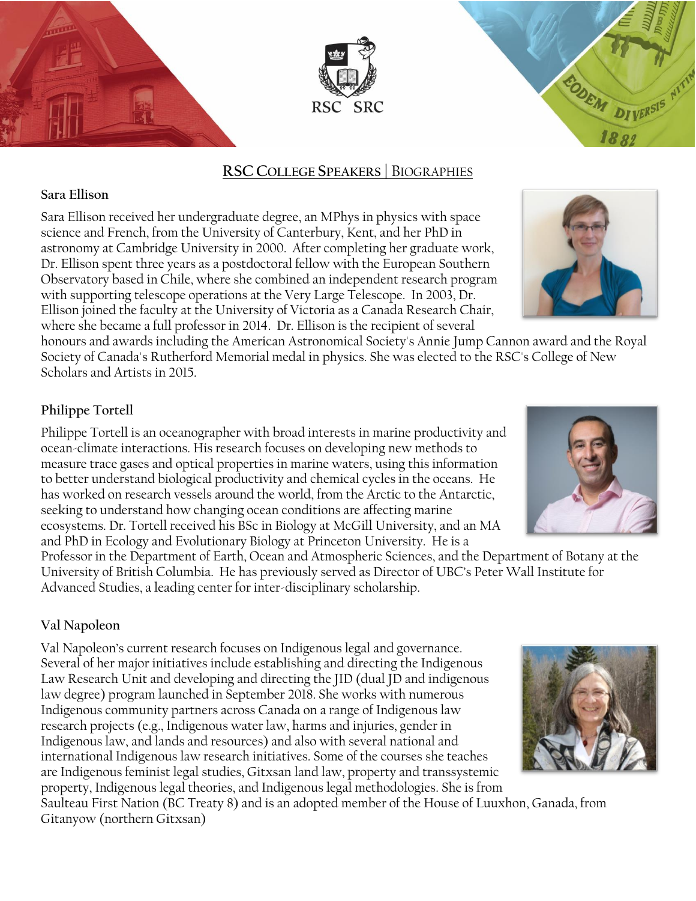## RSC College Speakers | Biographies

### Sara Ellison

Sara Ellison received her undergraduate degree, an MPhys in physics with space science and French, from the University of Canterbury, Kent, and her PhD in astronomy at Cambridge University in 2000. After completing her graduate work, Dr. Ellison spent three years as a postdoctoral fellow with the European Southern Observatory based in Chile, where she combined an independent research program with supporting telescope operations at the Very Large Telescope. In 2003, Dr. Ellison joined the faculty at the University of Victoria as a Canada Research Chair, where she became a full professor in 2014. Dr. Ellison is the recipient of several honours and awards including the American Astronomical Society's Annie Jump Cannon award and the Royal Society of Canada's Rutherford Memorial medal in physics. She was elected to the RSC's College of New Scholars and Artists in 2015.

### Philippe Tortell

Philippe Tortell is an oceanographer with broad interests in marine productivity and ocean-climate interactions. His research focuses on developing new methods to measure trace gases and optical properties in marine waters, using this information to better understand biological productivity and chemical cycles in the oceans. He has worked on research vessels around the world, from the Arctic to the Antarctic, seeking to understand how changing ocean conditions are affecting marine ecosystems. Dr. Tortell received his BSc in Biology at McGill University, and an MA and PhD in Ecology and Evolutionary Biology at Princeton University. He is a Professor in the Department of Earth, Ocean and Atmospheric Sciences, and the Department of Botany at the University of British Columbia. He has previously served as Director of UBC's Peter Wall Institute for Advanced Studies, a leading center for inter-disciplinary scholarship.

### Val Napoleon

Val Napoleon's current research focuses on Indigenous legal and governance. Several of her major initiatives include establishing and directing the Indigenous Law Research Unit and developing and directing the JID (dual JD and indigenous law degree) program launched in September 2018. She works with numerous Indigenous community partners across Canada on a range of Indigenous law research projects (e.g., Indigenous water law, harms and injuries, gender in Indigenous law, and lands and resources) and also with several national and international Indigenous law research initiatives. Some of the courses she teaches are Indigenous feminist legal studies, Gitxsan land law, property and transsystemic property, Indigenous legal theories, and Indigenous legal methodologies. She is from Saulteau First Nation (BC Treaty 8) and is an adopted member of the House of Luuxhon, Ganada, from Gitanyow (northern Gitxsan)